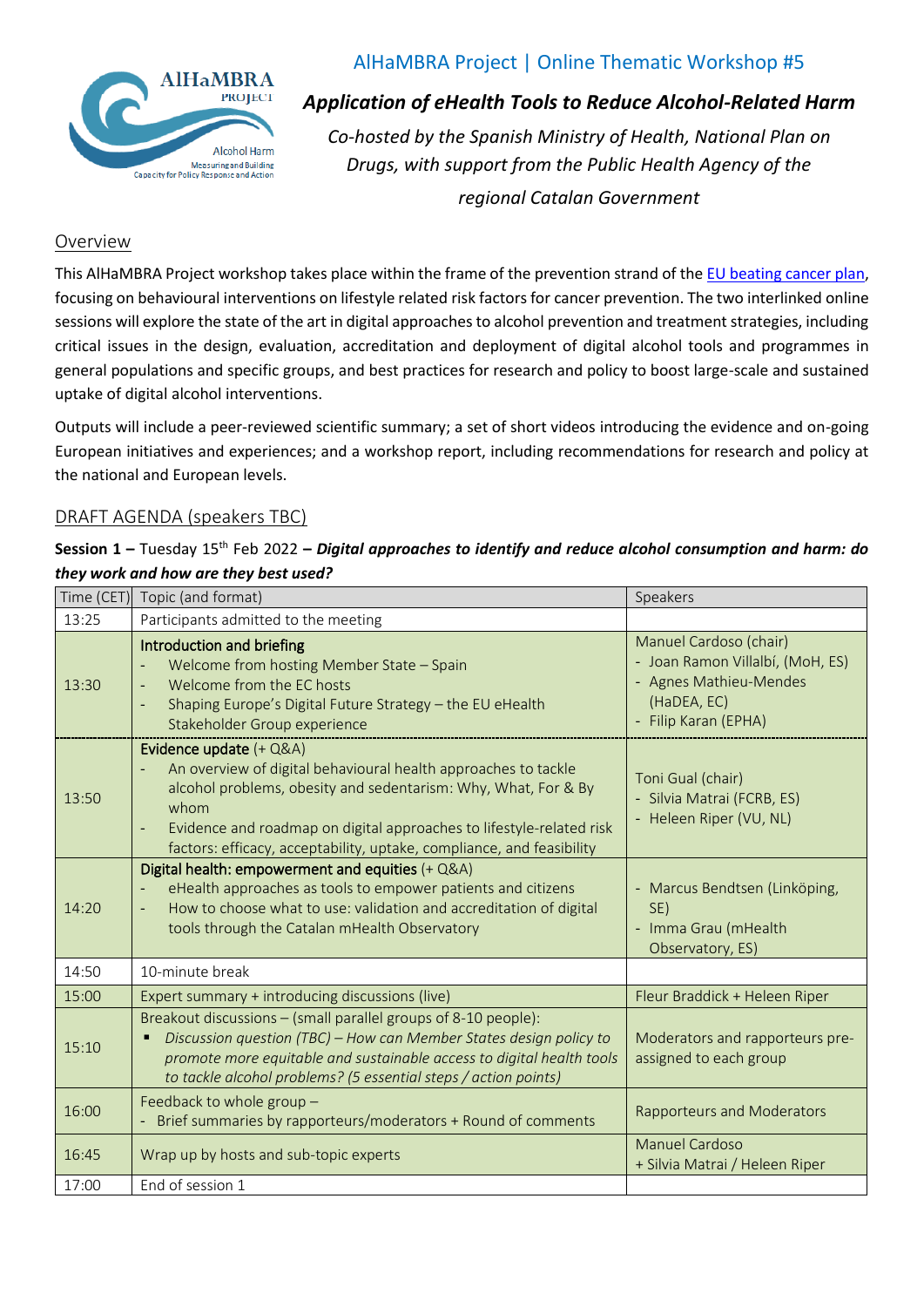# AlHaMBRA Project | Online Thematic Workshop #5

***Application of eHealth Tools to Reduce Alcohol-Related Harm***

*Co-hosted by the Spanish Ministry of Health, National Plan on Drugs, with support from the Public Health Agency of the regional Catalan Government*

## Overview

This AlHaMBRA Project workshop takes place within the frame of the prevention strand of the EU beating cancer plan, focusing on behavioural interventions on lifestyle related risk factors for cancer prevention. The two interlinked online sessions will explore the state of the art in digital approaches to alcohol prevention and treatment strategies, including critical issues in the design, evaluation, accreditation and deployment of digital alcohol tools and programmes in general populations and specific groups, and best practices for research and policy to boost large-scale and sustained uptake of digital alcohol interventions.

Outputs will include a peer-reviewed scientific summary; a set of short videos introducing the evidence and on-going European initiatives and experiences; and a workshop report, including recommendations for research and policy at the national and European levels.

## DRAFT AGENDA (speakers TBC)

**Session 1 –** Tuesday 15th Feb 2022 **–** ***Digital approaches to identify and reduce alcohol consumption and harm: do they work and how are they best used?***

| Time (CET) | Topic (and format) | Speakers |
|---|---|---|
| 13:25 | Participants admitted to the meeting | |
| 13:30 | **Introduction and briefing**<br>- Welcome from hosting Member State – Spain<br>- Welcome from the EC hosts<br>- Shaping Europe's Digital Future Strategy – the EU eHealth Stakeholder Group experience | Manuel Cardoso (chair)<br>- Joan Ramon Villalbí, (MoH, ES)<br>- Agnes Mathieu-Mendes (HaDEA, EC)<br>- Filip Karan (EPHA) |
| 13:50 | **Evidence update** (+ Q&A)<br>- An overview of digital behavioural health approaches to tackle alcohol problems, obesity and sedentarism: Why, What, For & By whom<br>- Evidence and roadmap on digital approaches to lifestyle-related risk factors: efficacy, acceptability, uptake, compliance, and feasibility | Toni Gual (chair)<br>- Silvia Matrai (FCRB, ES)<br>- Heleen Riper (VU, NL) |
| 14:20 | **Digital health: empowerment and equities** (+ Q&A)<br>- eHealth approaches as tools to empower patients and citizens<br>- How to choose what to use: validation and accreditation of digital tools through the Catalan mHealth Observatory | - Marcus Bendtsen (Linköping, SE)<br>- Imma Grau (mHealth Observatory, ES) |
| 14:50 | 10-minute break | |
| 15:00 | Expert summary + introducing discussions (live) | Fleur Braddick + Heleen Riper |
| 15:10 | Breakout discussions – (small parallel groups of 8-10 people):<br>▪ *Discussion question (TBC) – How can Member States design policy to promote more equitable and sustainable access to digital health tools to tackle alcohol problems? (5 essential steps / action points)* | Moderators and rapporteurs pre-assigned to each group |
| 16:00 | Feedback to whole group –<br>- Brief summaries by rapporteurs/moderators + Round of comments | Rapporteurs and Moderators |
| 16:45 | Wrap up by hosts and sub-topic experts | Manuel Cardoso<br>+ Silvia Matrai / Heleen Riper |
| 17:00 | End of session 1 | |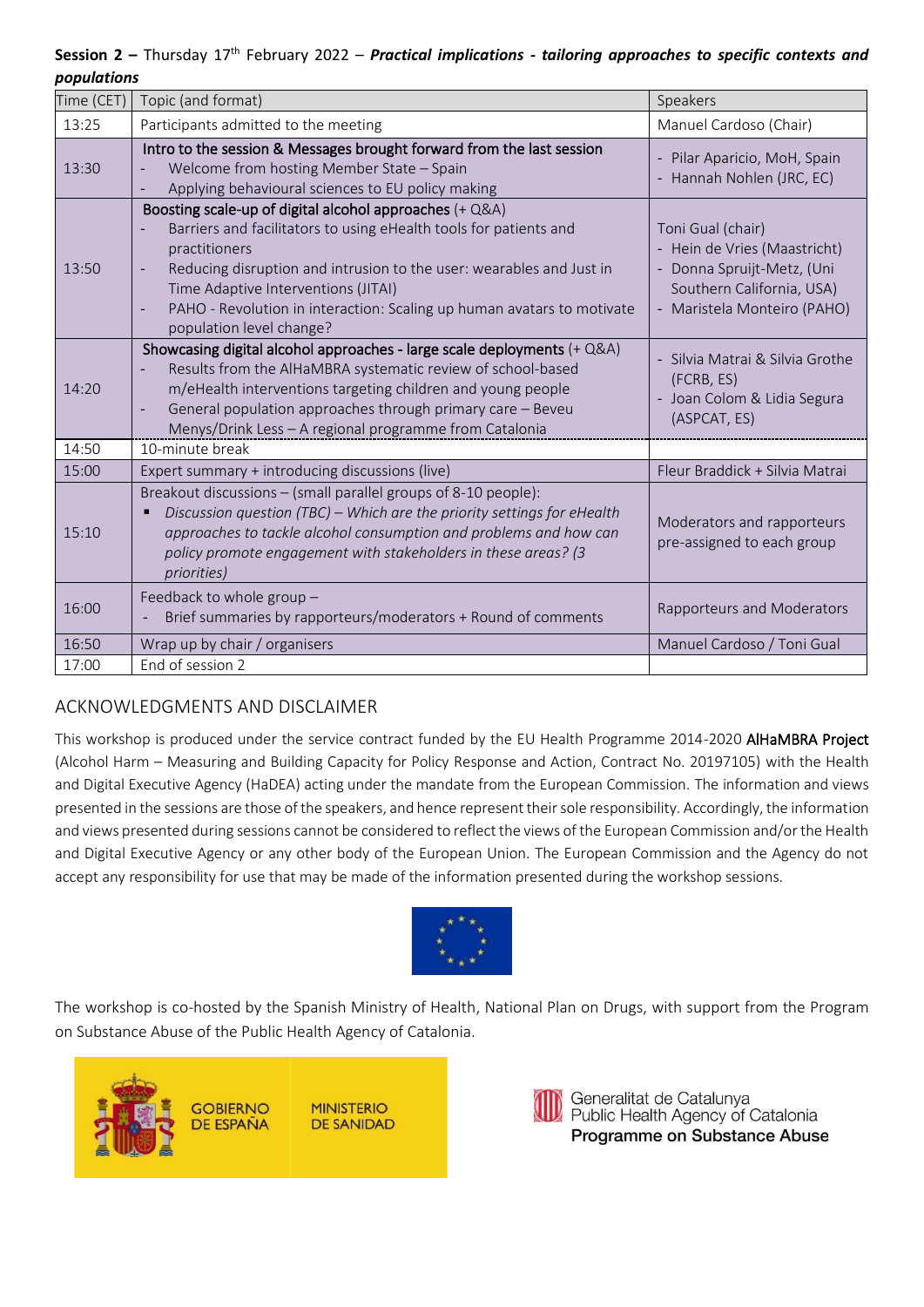**Session 2 –** Thursday 17th February 2022 – ***Practical implications - tailoring approaches to specific contexts and populations***

| Time (CET) | Topic (and format) | Speakers |
|---|---|---|
| 13:25 | Participants admitted to the meeting | Manuel Cardoso (Chair) |
| 13:30 | Intro to the session & Messages brought forward from the last session<br>- Welcome from hosting Member State – Spain<br>- Applying behavioural sciences to EU policy making | - Pilar Aparicio, MoH, Spain<br>- Hannah Nohlen (JRC, EC) |
| 13:50 | Boosting scale-up of digital alcohol approaches (+ Q&A)<br>- Barriers and facilitators to using eHealth tools for patients and practitioners<br>- Reducing disruption and intrusion to the user: wearables and Just in Time Adaptive Interventions (JITAI)<br>- PAHO - Revolution in interaction: Scaling up human avatars to motivate population level change? | Toni Gual (chair)<br>- Hein de Vries (Maastricht)<br>- Donna Spruijt-Metz, (Uni Southern California, USA)<br>- Maristela Monteiro (PAHO) |
| 14:20 | Showcasing digital alcohol approaches - large scale deployments (+ Q&A)<br>- Results from the AlHaMBRA systematic review of school-based m/eHealth interventions targeting children and young people<br>- General population approaches through primary care – Beveu Menys/Drink Less – A regional programme from Catalonia | - Silvia Matrai & Silvia Grothe (FCRB, ES)<br>- Joan Colom & Lidia Segura (ASPCAT, ES) |
| 14:50 | 10-minute break | |
| 15:00 | Expert summary + introducing discussions (live) | Fleur Braddick + Silvia Matrai |
| 15:10 | Breakout discussions – (small parallel groups of 8-10 people):<br>▪ *Discussion question (TBC) – Which are the priority settings for eHealth approaches to tackle alcohol consumption and problems and how can policy promote engagement with stakeholders in these areas? (3 priorities)* | Moderators and rapporteurs pre-assigned to each group |
| 16:00 | Feedback to whole group –<br>- Brief summaries by rapporteurs/moderators + Round of comments | Rapporteurs and Moderators |
| 16:50 | Wrap up by chair / organisers | Manuel Cardoso / Toni Gual |
| 17:00 | End of session 2 | |

## ACKNOWLEDGMENTS AND DISCLAIMER

This workshop is produced under the service contract funded by the EU Health Programme 2014-2020 AlHaMBRA Project (Alcohol Harm – Measuring and Building Capacity for Policy Response and Action, Contract No. 20197105) with the Health and Digital Executive Agency (HaDEA) acting under the mandate from the European Commission. The information and views presented in the sessions are those of the speakers, and hence represent their sole responsibility. Accordingly, the information and views presented during sessions cannot be considered to reflect the views of the European Commission and/or the Health and Digital Executive Agency or any other body of the European Union. The European Commission and the Agency do not accept any responsibility for use that may be made of the information presented during the workshop sessions.

The workshop is co-hosted by the Spanish Ministry of Health, National Plan on Drugs, with support from the Program on Substance Abuse of the Public Health Agency of Catalonia.

GOBIERNO DE ESPAÑA MINISTERIO DE SANIDAD

Generalitat de Catalunya
Public Health Agency of Catalonia
Programme on Substance Abuse